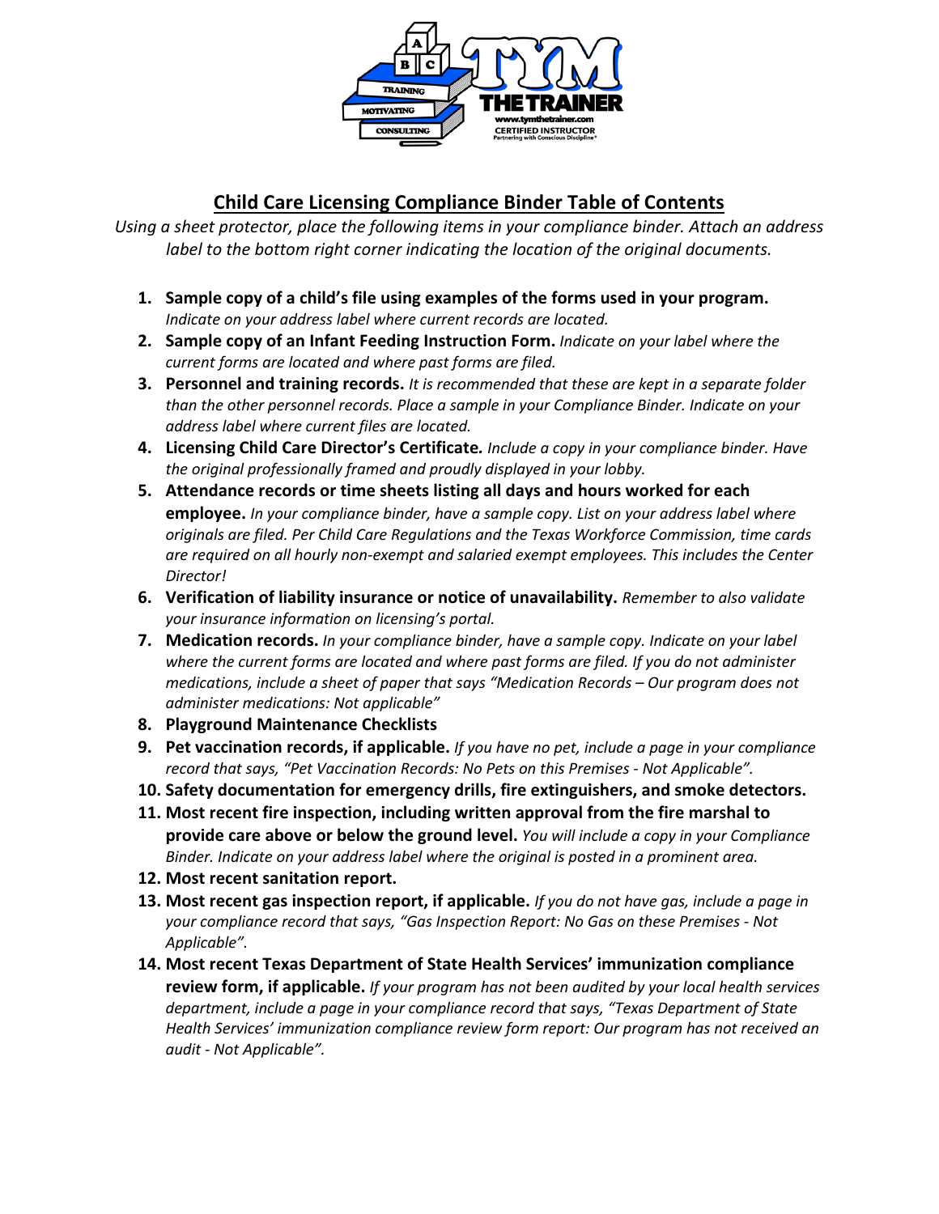## Child Care Licensing Compliance Binder Table of Contents

*Using a sheet protector, place the following items in your compliance binder. Attach an address label to the bottom right corner indicating the location of the original documents.*

1. **Sample copy of a child's file using examples of the forms used in your program.** *Indicate on your address label where current records are located.*
2. **Sample copy of an Infant Feeding Instruction Form.** *Indicate on your label where the current forms are located and where past forms are filed.*
3. **Personnel and training records.** *It is recommended that these are kept in a separate folder than the other personnel records. Place a sample in your Compliance Binder. Indicate on your address label where current files are located.*
4. **Licensing Child Care Director's Certificate.** *Include a copy in your compliance binder. Have the original professionally framed and proudly displayed in your lobby.*
5. **Attendance records or time sheets listing all days and hours worked for each employee.** *In your compliance binder, have a sample copy. List on your address label where originals are filed. Per Child Care Regulations and the Texas Workforce Commission, time cards are required on all hourly non-exempt and salaried exempt employees. This includes the Center Director!*
6. **Verification of liability insurance or notice of unavailability.** *Remember to also validate your insurance information on licensing's portal.*
7. **Medication records.** *In your compliance binder, have a sample copy. Indicate on your label where the current forms are located and where past forms are filed. If you do not administer medications, include a sheet of paper that says "Medication Records – Our program does not administer medications: Not applicable"*
8. **Playground Maintenance Checklists**
9. **Pet vaccination records, if applicable.** *If you have no pet, include a page in your compliance record that says, "Pet Vaccination Records: No Pets on this Premises - Not Applicable".*
10. **Safety documentation for emergency drills, fire extinguishers, and smoke detectors.**
11. **Most recent fire inspection, including written approval from the fire marshal to provide care above or below the ground level.** *You will include a copy in your Compliance Binder. Indicate on your address label where the original is posted in a prominent area.*
12. **Most recent sanitation report.**
13. **Most recent gas inspection report, if applicable.** *If you do not have gas, include a page in your compliance record that says, "Gas Inspection Report: No Gas on these Premises - Not Applicable".*
14. **Most recent Texas Department of State Health Services' immunization compliance review form, if applicable.** *If your program has not been audited by your local health services department, include a page in your compliance record that says, "Texas Department of State Health Services' immunization compliance review form report: Our program has not received an audit - Not Applicable".*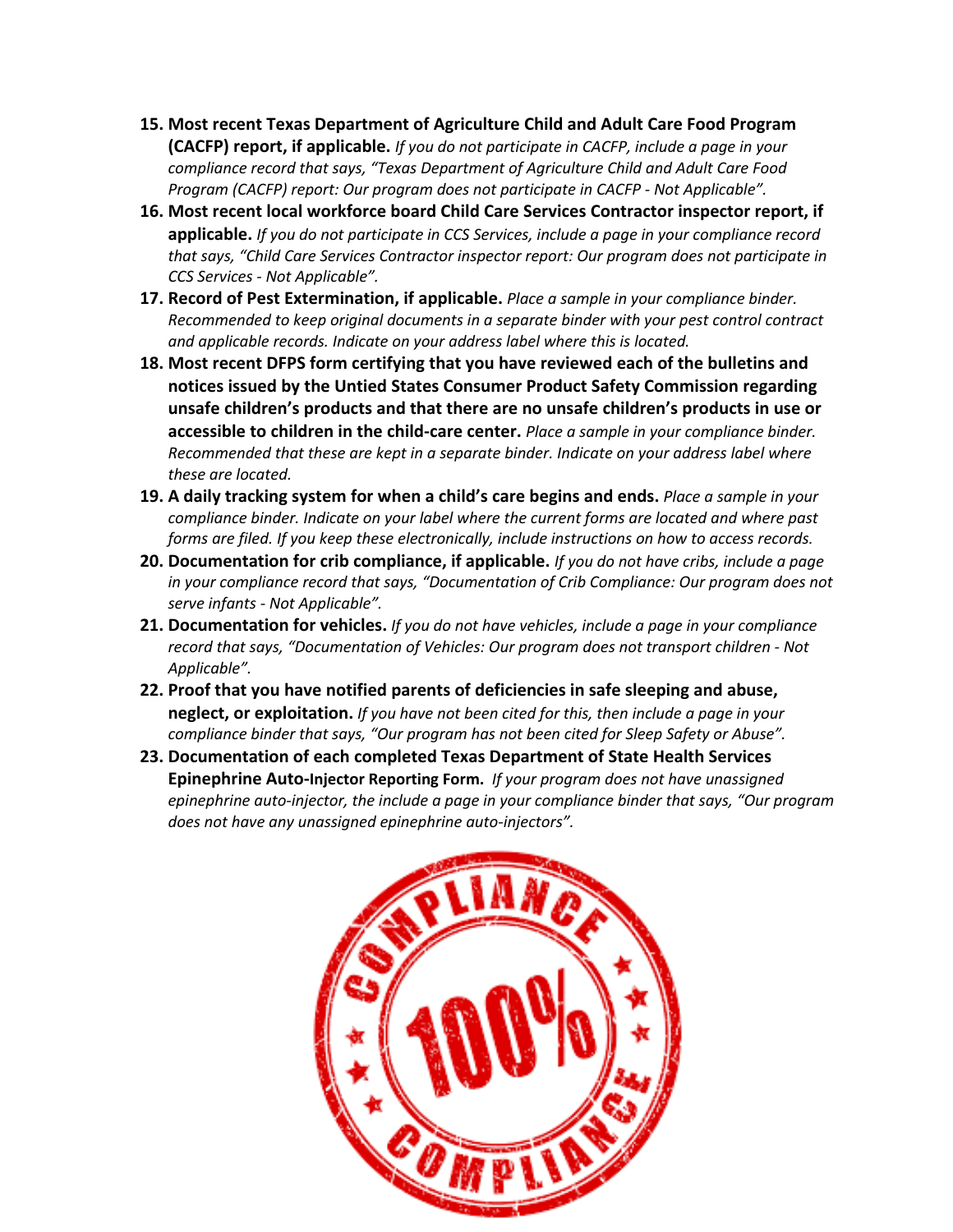15. **Most recent Texas Department of Agriculture Child and Adult Care Food Program (CACFP) report, if applicable.** *If you do not participate in CACFP, include a page in your compliance record that says, "Texas Department of Agriculture Child and Adult Care Food Program (CACFP) report: Our program does not participate in CACFP - Not Applicable".*
16. **Most recent local workforce board Child Care Services Contractor inspector report, if applicable.** *If you do not participate in CCS Services, include a page in your compliance record that says, "Child Care Services Contractor inspector report: Our program does not participate in CCS Services - Not Applicable".*
17. **Record of Pest Extermination, if applicable.** *Place a sample in your compliance binder. Recommended to keep original documents in a separate binder with your pest control contract and applicable records. Indicate on your address label where this is located.*
18. **Most recent DFPS form certifying that you have reviewed each of the bulletins and notices issued by the Untied States Consumer Product Safety Commission regarding unsafe children's products and that there are no unsafe children's products in use or accessible to children in the child-care center.** *Place a sample in your compliance binder. Recommended that these are kept in a separate binder. Indicate on your address label where these are located.*
19. **A daily tracking system for when a child's care begins and ends.** *Place a sample in your compliance binder. Indicate on your label where the current forms are located and where past forms are filed. If you keep these electronically, include instructions on how to access records.*
20. **Documentation for crib compliance, if applicable.** *If you do not have cribs, include a page in your compliance record that says, "Documentation of Crib Compliance: Our program does not serve infants - Not Applicable".*
21. **Documentation for vehicles.** *If you do not have vehicles, include a page in your compliance record that says, "Documentation of Vehicles: Our program does not transport children - Not Applicable".*
22. **Proof that you have notified parents of deficiencies in safe sleeping and abuse, neglect, or exploitation.** *If you have not been cited for this, then include a page in your compliance binder that says, "Our program has not been cited for Sleep Safety or Abuse".*
23. **Documentation of each completed Texas Department of State Health Services Epinephrine Auto-Injector Reporting Form.** *If your program does not have unassigned epinephrine auto-injector, the include a page in your compliance binder that says, "Our program does not have any unassigned epinephrine auto-injectors".*